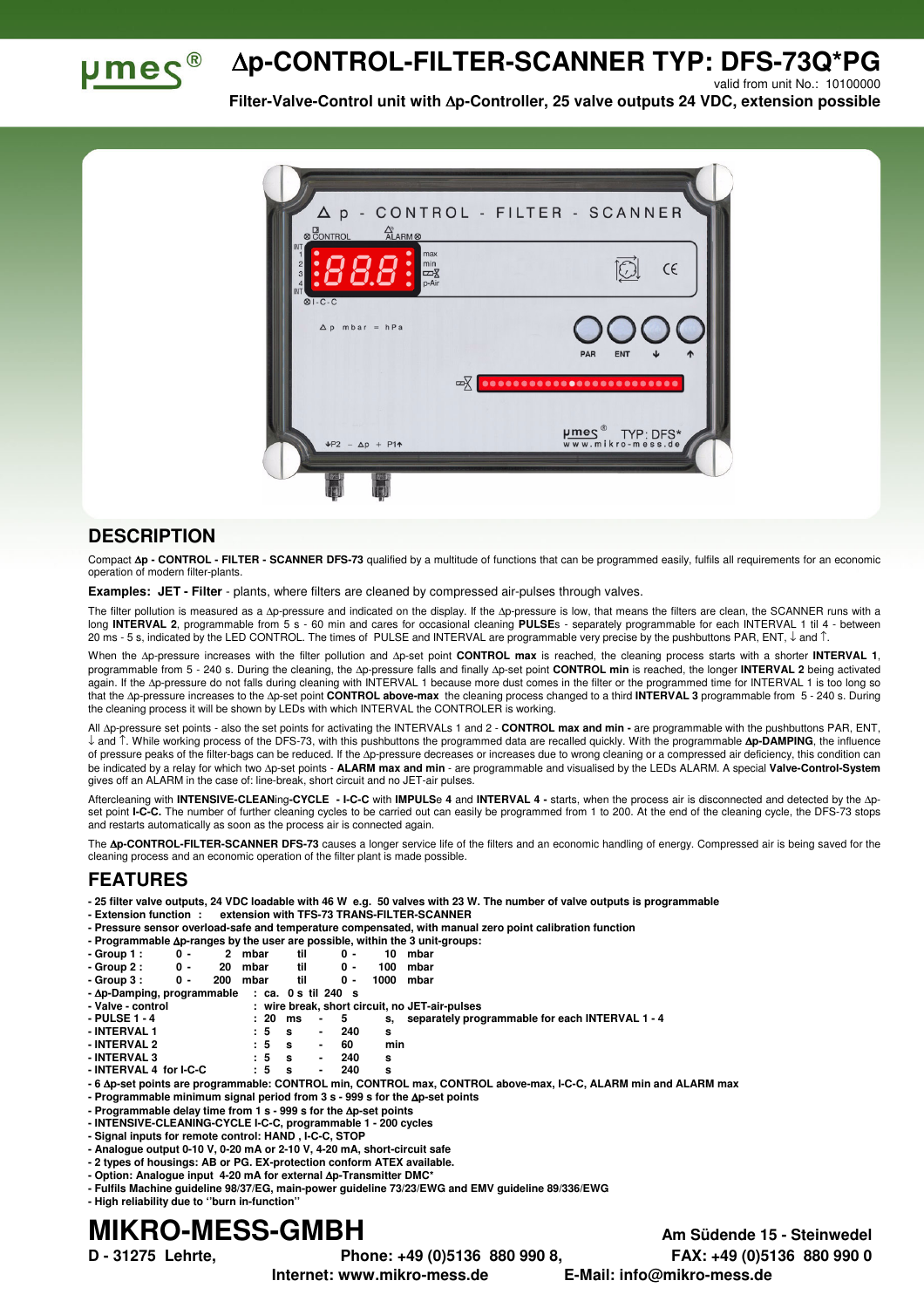# Δp-CONTROL-FILTER-SCANNER TYP: DFS-73Q*PG

valid from unit No.: 10100000

**Filter-Valve-Control unit with Δp-Controller, 25 valve outputs 24 VDC, extension possible**

## DESCRIPTION

Compact **Δp - CONTROL - FILTER - SCANNER DFS-73** qualified by a multitude of functions that can be programmed easily, fulfils all requirements for an economic operation of modern filter-plants.

**Examples: JET - Filter** - plants, where filters are cleaned by compressed air-pulses through valves.

The filter pollution is measured as a Δp-pressure and indicated on the display. If the Δp-pressure is low, that means the filters are clean, the SCANNER runs with a long **INTERVAL 2**, programmable from 5 s - 60 min and cares for occasional cleaning **PULSE**s - separately programmable for each INTERVAL 1 til 4 - between 20 ms - 5 s, indicated by the LED CONTROL. The times of PULSE and INTERVAL are programmable very precise by the pushbuttons PAR, ENT, ↓ and ↑.

When the Δp-pressure increases with the filter pollution and Δp-set point **CONTROL max** is reached, the cleaning process starts with a shorter **INTERVAL 1**, programmable from 5 - 240 s. During the cleaning, the Δp-pressure falls and finally Δp-set point **CONTROL min** is reached, the longer **INTERVAL 2** being activated again. If the Δp-pressure do not falls during cleaning with INTERVAL 1 because more dust comes in the filter or the programmed time for INTERVAL 1 is too long so that the Δp-pressure increases to the Δp-set point **CONTROL above-max** the cleaning process changed to a third **INTERVAL 3** programmable from 5 - 240 s. During the cleaning process it will be shown by LEDs with which INTERVAL the CONTROLER is working.

All Δp-pressure set points - also the set points for activating the INTERVALs 1 and 2 - **CONTROL max and min -** are programmable with the pushbuttons PAR, ENT, ↓ and ↑. While working process of the DFS-73, with this pushbuttons the programmed data are recalled quickly. With the programmable **Δp-DAMPING**, the influence of pressure peaks of the filter-bags can be reduced. If the Δp-pressure decreases or increases due to wrong cleaning or a compressed air deficiency, this condition can be indicated by a relay for which two Δp-set points - **ALARM max and min** - are programmable and visualised by the LEDs ALARM. A special **Valve-Control-System** gives off an ALARM in the case of: line-break, short circuit and no JET-air pulses.

Aftercleaning with **INTENSIVE-CLEAN**ing-**CYCLE - I-C-C** with **IMPULS**e **4** and **INTERVAL 4 -** starts, when the process air is disconnected and detected by the Δp-set point **I-C-C.** The number of further cleaning cycles to be carried out can easily be programmed from 1 to 200. At the end of the cleaning cycle, the DFS-73 stops and restarts automatically as soon as the process air is connected again.

The **Δp-CONTROL-FILTER-SCANNER DFS-73** causes a longer service life of the filters and an economic handling of energy. Compressed air is being saved for the cleaning process and an economic operation of the filter plant is made possible.

## FEATURES

- **25 filter valve outputs, 24 VDC loadable with 46 W e.g. 50 valves with 23 W. The number of valve outputs is programmable**
- **Extension function : extension with TFS-73 TRANS-FILTER-SCANNER**
- **Pressure sensor overload-safe and temperature compensated, with manual zero point calibration function**
- **Programmable Δp-ranges by the user are possible, within the 3 unit-groups:**
- **Group 1 : 0 - 2 mbar til 0 - 10 mbar**
- **Group 2 : 0 - 20 mbar til 0 - 100 mbar**
- **Group 3 : 0 - 200 mbar til 0 - 1000 mbar**
- **Δp-Damping, programmable : ca. 0 s til 240 s**
- **Valve - control : wire break, short circuit, no JET-air-pulses**
- **PULSE 1 - 4 : 20 ms - 5 s, separately programmable for each INTERVAL 1 - 4**
- **INTERVAL 1 : 5 s - 240 s**
- **INTERVAL 2 : 5 s - 60 min**
- **INTERVAL 3 : 5 s - 240 s**
- **INTERVAL 4 for I-C-C : 5 s - 240 s**
- **6 Δp-set points are programmable: CONTROL min, CONTROL max, CONTROL above-max, I-C-C, ALARM min and ALARM max**
- **Programmable minimum signal period from 3 s - 999 s for the Δp-set points**
- **Programmable delay time from 1 s - 999 s for the Δp-set points**
- **INTENSIVE-CLEANING-CYCLE I-C-C, programmable 1 - 200 cycles**
- **Signal inputs for remote control: HAND , I-C-C, STOP**
- **Analogue output 0-10 V, 0-20 mA or 2-10 V, 4-20 mA, short-circuit safe**
- **2 types of housings: AB or PG. EX-protection conform ATEX available.**
- **Option: Analogue input 4-20 mA for external Δp-Transmitter DMC***
- **Fulfils Machine guideline 98/37/EG, main-power guideline 73/23/EWG and EMV guideline 89/336/EWG**
- **High reliability due to "burn in-function"**

# MIKRO-MESS-GMBH

**Am Südende 15 - Steinwedel**

**D - 31275 Lehrte, Phone: +49 (0)5136 880 990 8, FAX: +49 (0)5136 880 990 0**

**Internet: www.mikro-mess.de E-Mail: info@mikro-mess.de**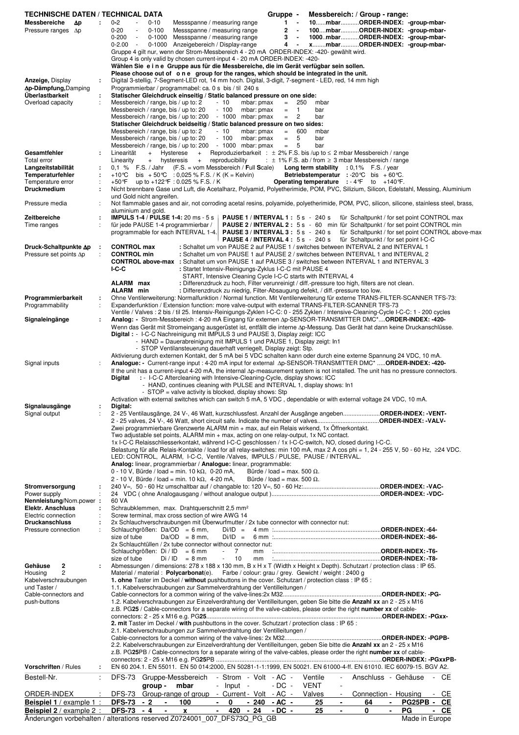# TECHNISCHE DATEN / TECHNICAL DATA

**Gruppe - Messbereich: / Group - range:**

**Messbereiche Δp** / Pressure ranges Δp :

| | | | | |
|---|---|---|---|---|
| 0-2 - 0-10 | Messspanne / measuring range | 1 - | 10......mbar | ORDER-INDEX: -group-mbar- |
| 0-20 - 0-100 | Messspanne / measuring range | 2 - | 100....mbar | ORDER-INDEX: -group-mbar- |
| 0-200 - 0-1000 | Messspanne / measuring range | 3 - | 1000..mbar | ORDER-INDEX: -group-mbar- |
| 0-2.00 - 0-1000 | Anzeigebereich / Display-range | 4 - | x........mbar | ORDER-INDEX: -group-mbar- |

Gruppe 4 gilt nur, wenn der Strom-Messbereich 4 - 20 mA ORDER-INDEX: -420- gewählt wird.
Group 4 is only valid by chosen current-input 4 - 20 mA ORDER-INDEX: -420-
**Wählen Sie e i n e Gruppe aus für die Messbereiche, die im Gerät verfügbar sein sollen.**
**Please choose out of o n e group for the ranges, which should be integrated in the unit.**

**Anzeige,** Display : Digital 3-stellig, 7-Segment-LED rot, 14 mm hoch. Digital, 3-digit, 7-segment - LED, red, 14 mm high

**Δp-Dämpfung,** Damping : Programmierbar / programmabel: ca. 0 s bis / til 240 s

**Überlastbarkeit** / Overload capacity :
**Statischer Gleichdruck einseitig / Static balanced pressure on one side:**
Messbereich / range, bis / up to: 2 - 10 mbar: pmax = 250 mbar
Messbereich / range, bis / up to: 20 - 100 mbar: pmax = 1 bar
Messbereich / range, bis / up to: 200 - 1000 mbar: pmax = 2 bar
**Statischer Gleichdruck beidseitig / Static balanced pressure on two sides:**
Messbereich / range, bis / up to: 2 - 10 mbar: pmax = 600 mbar
Messbereich / range, bis / up to: 20 - 100 mbar: pmax = 5 bar
Messbereich / range, bis / up to: 200 - 1000 mbar: pmax = 5 bar

**Gesamtfehler** / Total error :
Linearität + Hysterese + Reproduzierbarkeit : ± 2% F.S. bis /up to ≤ 2 mbar Messbereich / range
Linearity + hysteresis + reproducibility : ± 1% F.S. ab / from ≥ 3 mbar Messbereich / range

**Langzeitstabilität** : 0,1 % F.S. / Jahr (F.S. = vom Messbereich / **F**ull **S**cale) **Long term stability** : 0,1% F.S. / year

**Temperaturfehler** / Temperature error :
+10°C bis + 50°C : 0,025 % F.S. / K (K = Kelvin) **Betriebstemperatur** : -20°C bis + 60°C.
+50°F up to +122°F : 0.025 % F.S. / K **Operating temperature** : - 4°F to +140°F.

**Druckmedium** : Nicht brennbare Gase und Luft, die Acetalharz, Polyamid, Polyetherimide, POM, PVC, Silizium, Silicon, Edelstahl, Messing, Aluminium und Gold nicht angreifen.
Pressure media : Not flammable gases and air, not corroding acetal resins, polyamide, polyetherimide, POM, PVC, silicon, silicone, stainless steel, brass, aluminium and gold.

**Zeitbereiche** / Time ranges :
**IMPULS 1-4 / PULSE 1-4:** 20 ms - 5 s für jede PAUSE 1-4 programmierbar / programmable for each INTERVAL 1-4.
**PAUSE 1 / INTERVAL 1 :** 5 s - 240 s für Schaltpunkt / for set point CONTROL max
**PAUSE 2 / INTERVAL 2 :** 5 s - 60 min für Schaltpunkt / for set point CONTROL min
**PAUSE 3 / INTERVAL 3 :** 5 s - 240 s für Schaltpunkt / for set point CONTROL above-max
**PAUSE 4 / INTERVAL 4 :** 5 s - 240 s für Schaltpunkt / for set point I-C-C

**Druck-Schaltpunkte Δp** / Pressure set points Δp :
**CONTROL max** : Schaltet um von PAUSE 2 auf PAUSE 1 / switches between INTERVAL 2 and INTERVAL 1
**CONTROL min** : Schaltet um von PAUSE 1 auf PAUSE 2 / switches between INTERVAL 1 and INTERVAL 2
**CONTROL above-max** : Schaltet um von PAUSE 1 auf PAUSE 3 / switches between INTERVAL 1 and INTERVAL 3
**I-C-C** : Startet Intensiv-Reinigungs-Zyklus I-C-C mit PAUSE 4
START, Intensive Cleaning Cycle I-C-C starts with INTERVAL 4
**ALARM max** : Differenzdruck zu hoch, Filter verunreinigt / diff.-pressure too high, filters are not clean.
**ALARM min** : Differenzdruck zu niedrig, Filter-Absaugung defekt, / diff.-pressure too low.

**Programmierbarkeit** / Programmability :
Ohne Ventilerweiterung: Normalfunktion / Normal function. Mit Ventilerweiterung für externe TRANS-FILTER-SCANNER TFS-73:
Expanderfunktion / Extension function: more valve-output with external TRANS-FILTER-SCANNER TFS-73
Ventile / Valves : 2 bis / til 25. Intensiv-Reinigungs-Zyklen I-C-C: 0 - 255 Zyklen / Intensive-Cleaning-Cycle I-C-C: 1 - 200 cycles

**Signaleingänge** :
**Analog: -** Strom-Messbereich : 4-20 mA Eingang für externen Δp-SENSOR-TRANSMITTER DMC\*....**ORDER-INDEX: -420-**
Wenn das Gerät mit Stromeingang ausgerüstet ist, entfällt die interne Δp-Messung. Das Gerät hat dann keine Druckanschlüsse.
**Digital :** - I-C-C Nachreinigung mit IMPULS 3 und PAUSE 3, Display zeigt: ICC
- HAND = Dauerabreinigung mit IMPULS 1 und PAUSE 1, Display zeigt: In1
- STOP Ventilansteuerung dauerhaft verriegelt, Display zeigt: Stp.
Aktivierung durch externen Kontakt, der 5 mA bei 5 VDC schalten kann oder durch eine externe Spannung 24 VDC, 10 mA.

Signal inputs :
**Analogue: -** Current-range input : 4-20 mA input for external Δp-SENSOR-TRANSMITTER DMC\* .....**ORDER-INDEX: -420-**
If the unit has a current-input 4-20 mA, the internal Δp-measurement system is not installed. The unit has no pressure connectors.
**Digital :** - I-C-C Aftercleaning with Intensive-Cleaning-Cycle, display shows: ICC
- HAND, continues cleaning with PULSE and INTERVAL 1, display shows: In1
- STOP = valve activity is blocked, display shows: Stp
Activation with external contact which switches 5 mA, 5 VDC , dependable or with external voltage 24 VDC, 10 mA.

**Signalausgänge** / Signal output :
**Digital:**
2 - 25 Ventilausgänge, 24 V-, 46 Watt, kurzschlussfest. Anzahl der Ausgänge angeben......................**ORDER-INDEX: -VENT-**
2 - 25 valves, 24 V-, 46 Watt, short circuit safe. Indicate the number of valves.....................................**ORDER-INDEX: -VALV-**
Zwei programmierbare Grenzwerte ALARM min + max, auf ein Relais wirkend, 1x Öffnerkontakt.
Two adjustable set points, ALARM min + max, acting on one relay-output, 1x NC contact.
1x I-C-C Relaisschliesserkontakt, während I-C-C geschlossen / 1x I-C-C-switch, NO, closed during I-C-C.
Belastung für alle Relais-Kontakte / load for all relay-switches: min 100 mA, max 2 A cos phi = 1, 24 - 255 V, 50 - 60 Hz, ≥24 VDC.
LED: CONTROL, ALARM, I-C-C, Ventile /Valves, IMPULS / PULSE, PAUSE / INTERVAL.
**Analog:** linear, programmierbar / **Analogue:** linear, programmable:
0 - 10 V, Bürde / load = min. 10 kΩ, 0-20 mA, Bürde / load = max. 500 Ω.
2 - 10 V, Bürde / load = min. 10 kΩ, 4-20 mA, Bürde / load = max. 500 Ω.

**Stromversorgung** / Power supply :
240 V≈, 50 - 60 Hz umschaltbar auf / changable to: 120 V≈, 50 - 60 Hz:.............................................**ORDER-INDEX: -VAC-**
24 VDC ( ohne Analogausgang / without analogue output )................................................................**ORDER-INDEX: -VDC-**

**Nennleistung**/Nom.power : 60 VA

**Elektr. Anschluss** / Electric connection :
Schraubklemmen, max. Drahtquerschnitt 2,5 mm²
Screw terminal, max cross section of wire AWG 14

**Druckanschluss** / Pressure connection :
2x Schlauchverschraubungen mit Überwurfmutter / 2x tube connector with connector nut:
Schlauchgrößen: Da/OD = 6 mm, Di/ID = 4 mm :..................................................................**ORDER-INDEX: -64-**
size of tube Da/OD = 8 mm, Di/ID = 6 mm :..................................................................**ORDER-INDEX: -86-**
2x Schlauchtüllen / 2x tube connector without connector nut:
Schlauchgrößen: Di / ID = 6 mm - 7 mm :..................................................................**ORDER-INDEX: -T6-**
size of tube Di / ID = 8 mm - 10 mm :..................................................................**ORDER-INDEX: -T8-**

**Gehäuse 2** / Housing 2 :
Abmessungen / dimensions: 278 x 188 x 130 mm, B x H x T (Width x Height x Depth). Schutzart / protection class : IP 65.
Material / material : **Polycarbonat**(e). Farbe / colour: grau / grey. Gewicht / weight : 2400 g

**Kabelverschraubungen und Taster** / Cable-connectors and push-buttons :
**1. ohne** Taster im Deckel / **without** pushbuttons in the cover. Schutzart / protection class : IP 65 :
1.1. Kabelverschraubungen zur Sammelverdrahtung der Ventilleitungen /
Cable-connectors for a common wiring of the valve-lines:2x M32..........................................................**ORDER-INDEX: -PG-**
1.2. Kabelverschraubungen zur Einzelverdrahtung der Ventilleitungen, geben Sie bitte die **Anzahl xx** an 2 - 25 x M16
z.B. PG**25** / Cable-connectors for a separate wiring of the valve-cables, please order the right **number xx** of cable-connectors: 2 - 25 x M16 e.g. PG**25**.........................................................................................................**ORDER-INDEX: -PGxx-**
**2. mit** Taster im Deckel / **with** pushbuttons in the cover. Schutzart / protection class : IP 65 :
2.1. Kabelverschraubungen zur Sammelverdrahtung der Ventilleitungen /
Cable-connectors for a common wiring of the valve-lines: 2x M32.........................................................**ORDER-INDEX: -PGPB-**
2.2. Kabelverschraubungen zur Einzelverdrahtung der Ventilleitungen, geben Sie bitte die **Anzahl xx** an 2 - 25 x M16
z.B. PG**25**PB / Cable-connectors for a separate wiring of the valve-cables, please order the right **number xx** of cable-connectors: 2 - 25 x M16 e.g. PG**25**PB ..............................................................................................**ORDER-INDEX: -PGxxPB-**

**Vorschriften** / Rules : EN 60 204.1. EN 55011. EN 50 014:2000, EN 50281-1-1:1999, EN 50021. EN 61000-4-ff. EN 61010. IEC 60079-15. BGV A2.

| | | | | | | | | | | |
|---|---|---|---|---|---|---|---|---|---|---|
| Bestell-Nr. | DFS-73 | Gruppe-Messbereich | - Strom - | Volt | - AC - | Ventile | - | Anschluss | - Gehäuse | - CE |
| | | **group - mbar** | - Input - | | - DC - | **VENT** | - | | | |
| ORDER-INDEX | DFS-73 | Group-range of group | - Current - | Volt | - AC - | Valves | - | Connection | - Housing | - CE |
| **Beispiel 1** / example 1 : | **DFS-73** | **- 2 - 100** | **- 0** | **- 240** | **- AC -** | **25** | **-** | **64** | **- PG25PB** | **- CE** |
| **Beispiel 2** / example 2 : | **DFS-73** | **- 4 - x** | **- 420** | **- 24** | **- DC -** | **25** | **-** | **0** | **- PG** | **- CE** |

Änderungen vorbehalten / alterations reserved Z0724001_007_DFS73Q_PG_GB Made in Europe